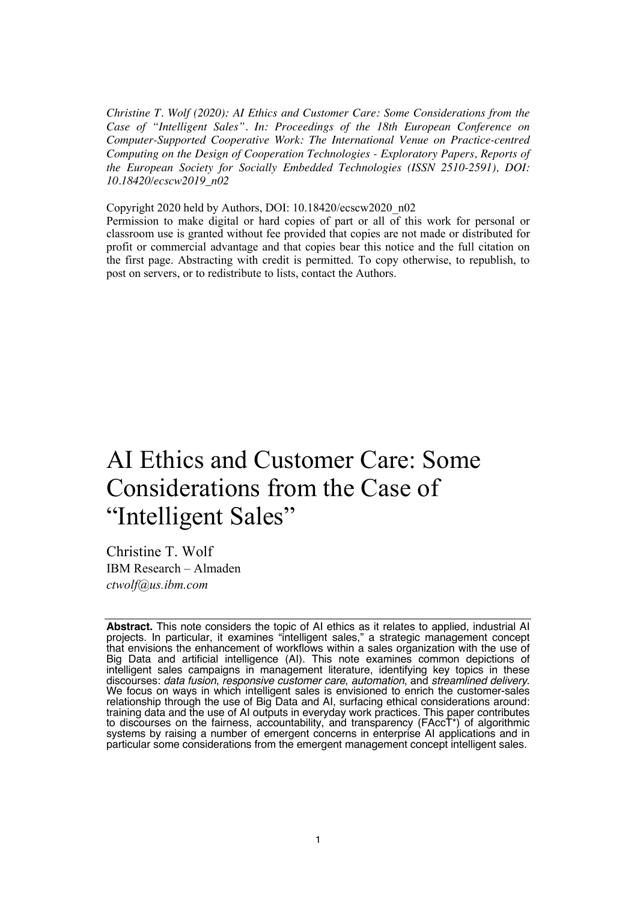*Christine T. Wolf (2020): AI Ethics and Customer Care: Some Considerations from the Case of "Intelligent Sales". In: Proceedings of the 18th European Conference on Computer-Supported Cooperative Work: The International Venue on Practice-centred Computing on the Design of Cooperation Technologies - Exploratory Papers, Reports of the European Society for Socially Embedded Technologies (ISSN 2510-2591), DOI: 10.18420/ecscw2019_n02*

Copyright 2020 held by Authors, DOI: 10.18420/ecscw2020_n02
Permission to make digital or hard copies of part or all of this work for personal or classroom use is granted without fee provided that copies are not made or distributed for profit or commercial advantage and that copies bear this notice and the full citation on the first page. Abstracting with credit is permitted. To copy otherwise, to republish, to post on servers, or to redistribute to lists, contact the Authors.

# AI Ethics and Customer Care: Some Considerations from the Case of "Intelligent Sales"

Christine T. Wolf
IBM Research – Almaden
*ctwolf@us.ibm.com*

**Abstract.** This note considers the topic of AI ethics as it relates to applied, industrial AI projects. In particular, it examines "intelligent sales," a strategic management concept that envisions the enhancement of workflows within a sales organization with the use of Big Data and artificial intelligence (AI). This note examines common depictions of intelligent sales campaigns in management literature, identifying key topics in these discourses: *data fusion*, *responsive customer care*, *automation*, and *streamlined delivery*. We focus on ways in which intelligent sales is envisioned to enrich the customer-sales relationship through the use of Big Data and AI, surfacing ethical considerations around: training data and the use of AI outputs in everyday work practices. This paper contributes to discourses on the fairness, accountability, and transparency (FAccT*) of algorithmic systems by raising a number of emergent concerns in enterprise AI applications and in particular some considerations from the emergent management concept intelligent sales.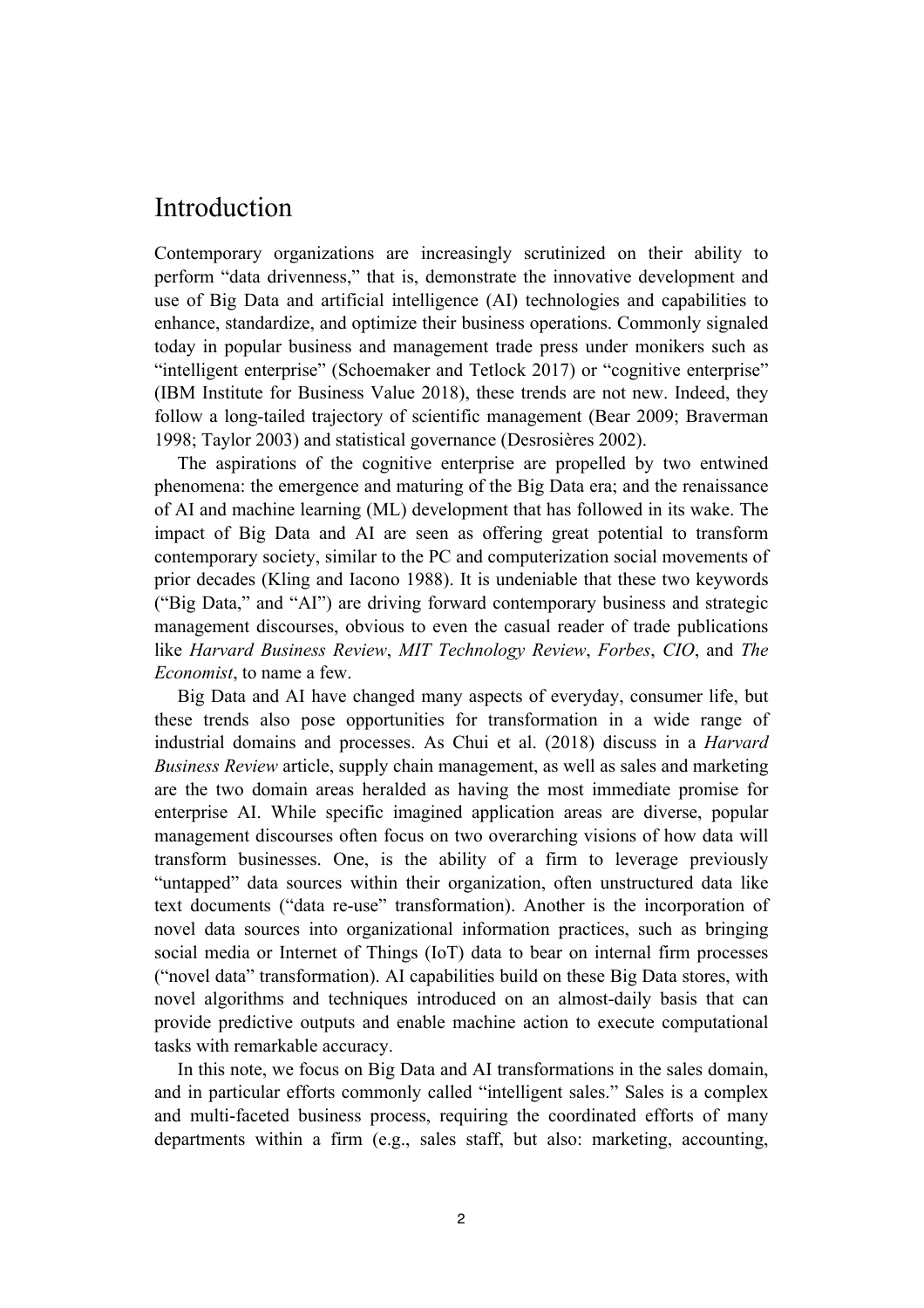# Introduction

Contemporary organizations are increasingly scrutinized on their ability to perform "data drivenness," that is, demonstrate the innovative development and use of Big Data and artificial intelligence (AI) technologies and capabilities to enhance, standardize, and optimize their business operations. Commonly signaled today in popular business and management trade press under monikers such as "intelligent enterprise" (Schoemaker and Tetlock 2017) or "cognitive enterprise" (IBM Institute for Business Value 2018), these trends are not new. Indeed, they follow a long-tailed trajectory of scientific management (Bear 2009; Braverman 1998; Taylor 2003) and statistical governance (Desrosières 2002).

The aspirations of the cognitive enterprise are propelled by two entwined phenomena: the emergence and maturing of the Big Data era; and the renaissance of AI and machine learning (ML) development that has followed in its wake. The impact of Big Data and AI are seen as offering great potential to transform contemporary society, similar to the PC and computerization social movements of prior decades (Kling and Iacono 1988). It is undeniable that these two keywords ("Big Data," and "AI") are driving forward contemporary business and strategic management discourses, obvious to even the casual reader of trade publications like *Harvard Business Review*, *MIT Technology Review*, *Forbes*, *CIO*, and *The Economist*, to name a few.

Big Data and AI have changed many aspects of everyday, consumer life, but these trends also pose opportunities for transformation in a wide range of industrial domains and processes. As Chui et al. (2018) discuss in a *Harvard Business Review* article, supply chain management, as well as sales and marketing are the two domain areas heralded as having the most immediate promise for enterprise AI. While specific imagined application areas are diverse, popular management discourses often focus on two overarching visions of how data will transform businesses. One, is the ability of a firm to leverage previously "untapped" data sources within their organization, often unstructured data like text documents ("data re-use" transformation). Another is the incorporation of novel data sources into organizational information practices, such as bringing social media or Internet of Things (IoT) data to bear on internal firm processes ("novel data" transformation). AI capabilities build on these Big Data stores, with novel algorithms and techniques introduced on an almost-daily basis that can provide predictive outputs and enable machine action to execute computational tasks with remarkable accuracy.

In this note, we focus on Big Data and AI transformations in the sales domain, and in particular efforts commonly called "intelligent sales." Sales is a complex and multi-faceted business process, requiring the coordinated efforts of many departments within a firm (e.g., sales staff, but also: marketing, accounting,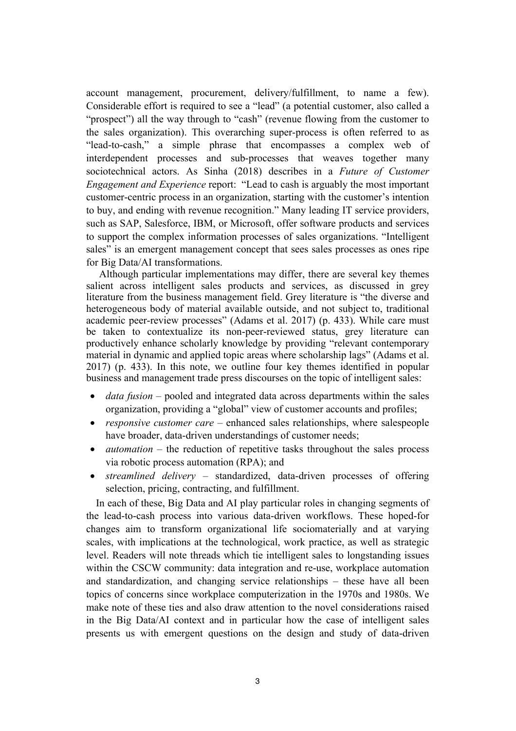account management, procurement, delivery/fulfillment, to name a few). Considerable effort is required to see a "lead" (a potential customer, also called a "prospect") all the way through to "cash" (revenue flowing from the customer to the sales organization). This overarching super-process is often referred to as "lead-to-cash," a simple phrase that encompasses a complex web of interdependent processes and sub-processes that weaves together many sociotechnical actors. As Sinha (2018) describes in a *Future of Customer Engagement and Experience* report: "Lead to cash is arguably the most important customer-centric process in an organization, starting with the customer's intention to buy, and ending with revenue recognition." Many leading IT service providers, such as SAP, Salesforce, IBM, or Microsoft, offer software products and services to support the complex information processes of sales organizations. "Intelligent sales" is an emergent management concept that sees sales processes as ones ripe for Big Data/AI transformations.

Although particular implementations may differ, there are several key themes salient across intelligent sales products and services, as discussed in grey literature from the business management field. Grey literature is "the diverse and heterogeneous body of material available outside, and not subject to, traditional academic peer-review processes" (Adams et al. 2017) (p. 433). While care must be taken to contextualize its non-peer-reviewed status, grey literature can productively enhance scholarly knowledge by providing "relevant contemporary material in dynamic and applied topic areas where scholarship lags" (Adams et al. 2017) (p. 433). In this note, we outline four key themes identified in popular business and management trade press discourses on the topic of intelligent sales:

- *data fusion* – pooled and integrated data across departments within the sales organization, providing a "global" view of customer accounts and profiles;
- *responsive customer care* – enhanced sales relationships, where salespeople have broader, data-driven understandings of customer needs;
- *automation* – the reduction of repetitive tasks throughout the sales process via robotic process automation (RPA); and
- *streamlined delivery* – standardized, data-driven processes of offering selection, pricing, contracting, and fulfillment.

In each of these, Big Data and AI play particular roles in changing segments of the lead-to-cash process into various data-driven workflows. These hoped-for changes aim to transform organizational life sociomaterially and at varying scales, with implications at the technological, work practice, as well as strategic level. Readers will note threads which tie intelligent sales to longstanding issues within the CSCW community: data integration and re-use, workplace automation and standardization, and changing service relationships – these have all been topics of concerns since workplace computerization in the 1970s and 1980s. We make note of these ties and also draw attention to the novel considerations raised in the Big Data/AI context and in particular how the case of intelligent sales presents us with emergent questions on the design and study of data-driven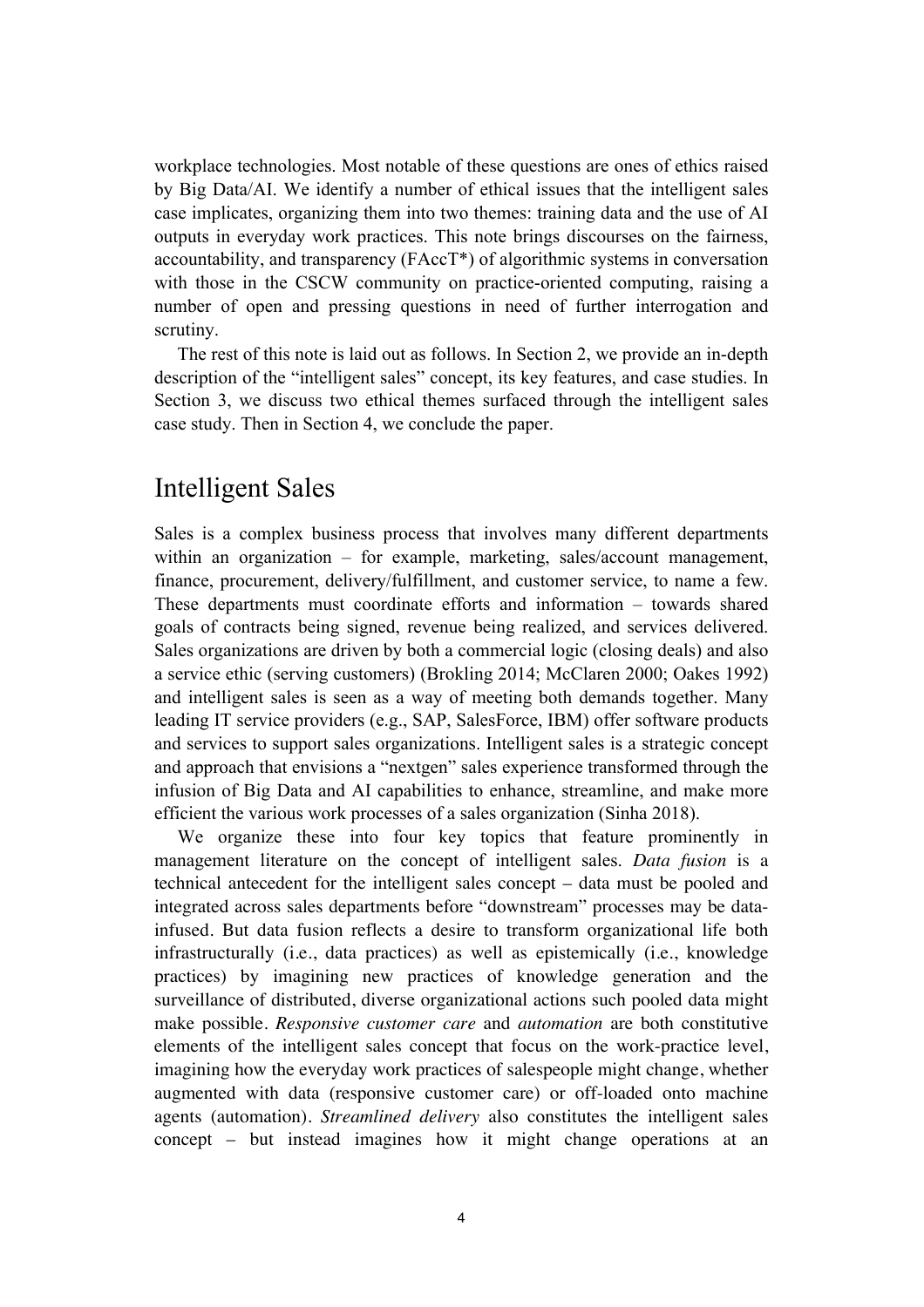workplace technologies. Most notable of these questions are ones of ethics raised by Big Data/AI. We identify a number of ethical issues that the intelligent sales case implicates, organizing them into two themes: training data and the use of AI outputs in everyday work practices. This note brings discourses on the fairness, accountability, and transparency (FAccT*) of algorithmic systems in conversation with those in the CSCW community on practice-oriented computing, raising a number of open and pressing questions in need of further interrogation and scrutiny.

The rest of this note is laid out as follows. In Section 2, we provide an in-depth description of the "intelligent sales" concept, its key features, and case studies. In Section 3, we discuss two ethical themes surfaced through the intelligent sales case study. Then in Section 4, we conclude the paper.

# Intelligent Sales

Sales is a complex business process that involves many different departments within an organization – for example, marketing, sales/account management, finance, procurement, delivery/fulfillment, and customer service, to name a few. These departments must coordinate efforts and information – towards shared goals of contracts being signed, revenue being realized, and services delivered. Sales organizations are driven by both a commercial logic (closing deals) and also a service ethic (serving customers) (Brokling 2014; McClaren 2000; Oakes 1992) and intelligent sales is seen as a way of meeting both demands together. Many leading IT service providers (e.g., SAP, SalesForce, IBM) offer software products and services to support sales organizations. Intelligent sales is a strategic concept and approach that envisions a "nextgen" sales experience transformed through the infusion of Big Data and AI capabilities to enhance, streamline, and make more efficient the various work processes of a sales organization (Sinha 2018).

We organize these into four key topics that feature prominently in management literature on the concept of intelligent sales. *Data fusion* is a technical antecedent for the intelligent sales concept – data must be pooled and integrated across sales departments before "downstream" processes may be data-infused. But data fusion reflects a desire to transform organizational life both infrastructurally (i.e., data practices) as well as epistemically (i.e., knowledge practices) by imagining new practices of knowledge generation and the surveillance of distributed, diverse organizational actions such pooled data might make possible. *Responsive customer care* and *automation* are both constitutive elements of the intelligent sales concept that focus on the work-practice level, imagining how the everyday work practices of salespeople might change, whether augmented with data (responsive customer care) or off-loaded onto machine agents (automation). *Streamlined delivery* also constitutes the intelligent sales concept – but instead imagines how it might change operations at an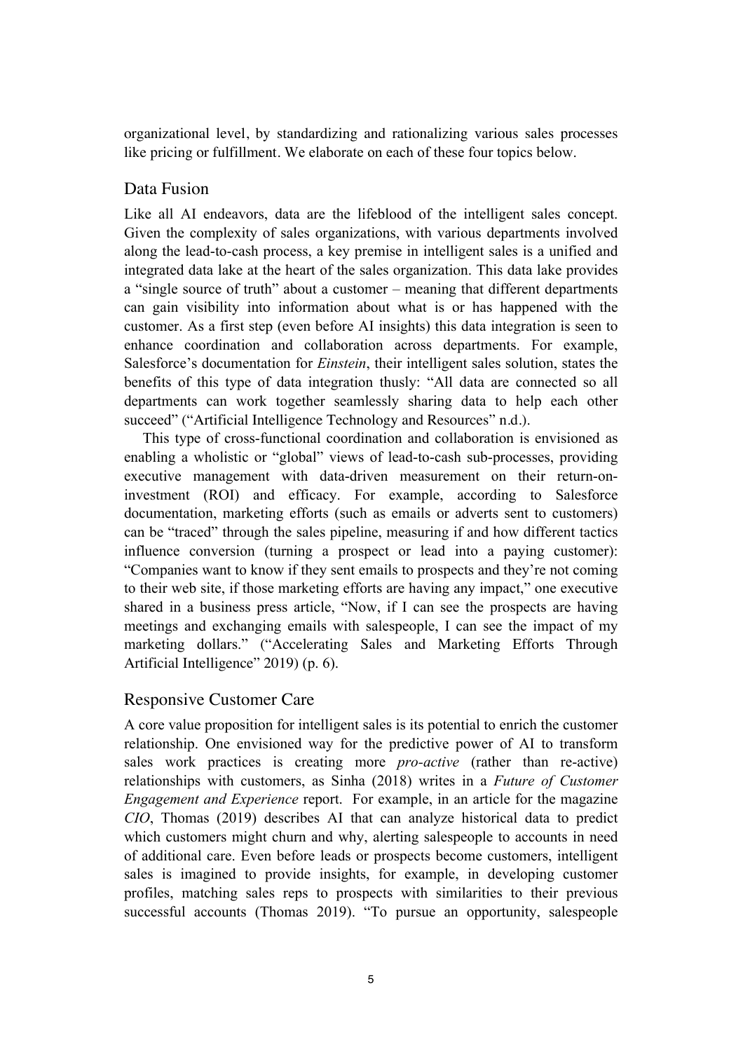organizational level, by standardizing and rationalizing various sales processes like pricing or fulfillment. We elaborate on each of these four topics below.

## Data Fusion

Like all AI endeavors, data are the lifeblood of the intelligent sales concept. Given the complexity of sales organizations, with various departments involved along the lead-to-cash process, a key premise in intelligent sales is a unified and integrated data lake at the heart of the sales organization. This data lake provides a "single source of truth" about a customer – meaning that different departments can gain visibility into information about what is or has happened with the customer. As a first step (even before AI insights) this data integration is seen to enhance coordination and collaboration across departments. For example, Salesforce's documentation for *Einstein*, their intelligent sales solution, states the benefits of this type of data integration thusly: "All data are connected so all departments can work together seamlessly sharing data to help each other succeed" ("Artificial Intelligence Technology and Resources" n.d.).

This type of cross-functional coordination and collaboration is envisioned as enabling a wholistic or "global" views of lead-to-cash sub-processes, providing executive management with data-driven measurement on their return-on-investment (ROI) and efficacy. For example, according to Salesforce documentation, marketing efforts (such as emails or adverts sent to customers) can be "traced" through the sales pipeline, measuring if and how different tactics influence conversion (turning a prospect or lead into a paying customer): "Companies want to know if they sent emails to prospects and they're not coming to their web site, if those marketing efforts are having any impact," one executive shared in a business press article, "Now, if I can see the prospects are having meetings and exchanging emails with salespeople, I can see the impact of my marketing dollars." ("Accelerating Sales and Marketing Efforts Through Artificial Intelligence" 2019) (p. 6).

## Responsive Customer Care

A core value proposition for intelligent sales is its potential to enrich the customer relationship. One envisioned way for the predictive power of AI to transform sales work practices is creating more *pro-active* (rather than re-active) relationships with customers, as Sinha (2018) writes in a *Future of Customer Engagement and Experience* report. For example, in an article for the magazine *CIO*, Thomas (2019) describes AI that can analyze historical data to predict which customers might churn and why, alerting salespeople to accounts in need of additional care. Even before leads or prospects become customers, intelligent sales is imagined to provide insights, for example, in developing customer profiles, matching sales reps to prospects with similarities to their previous successful accounts (Thomas 2019). "To pursue an opportunity, salespeople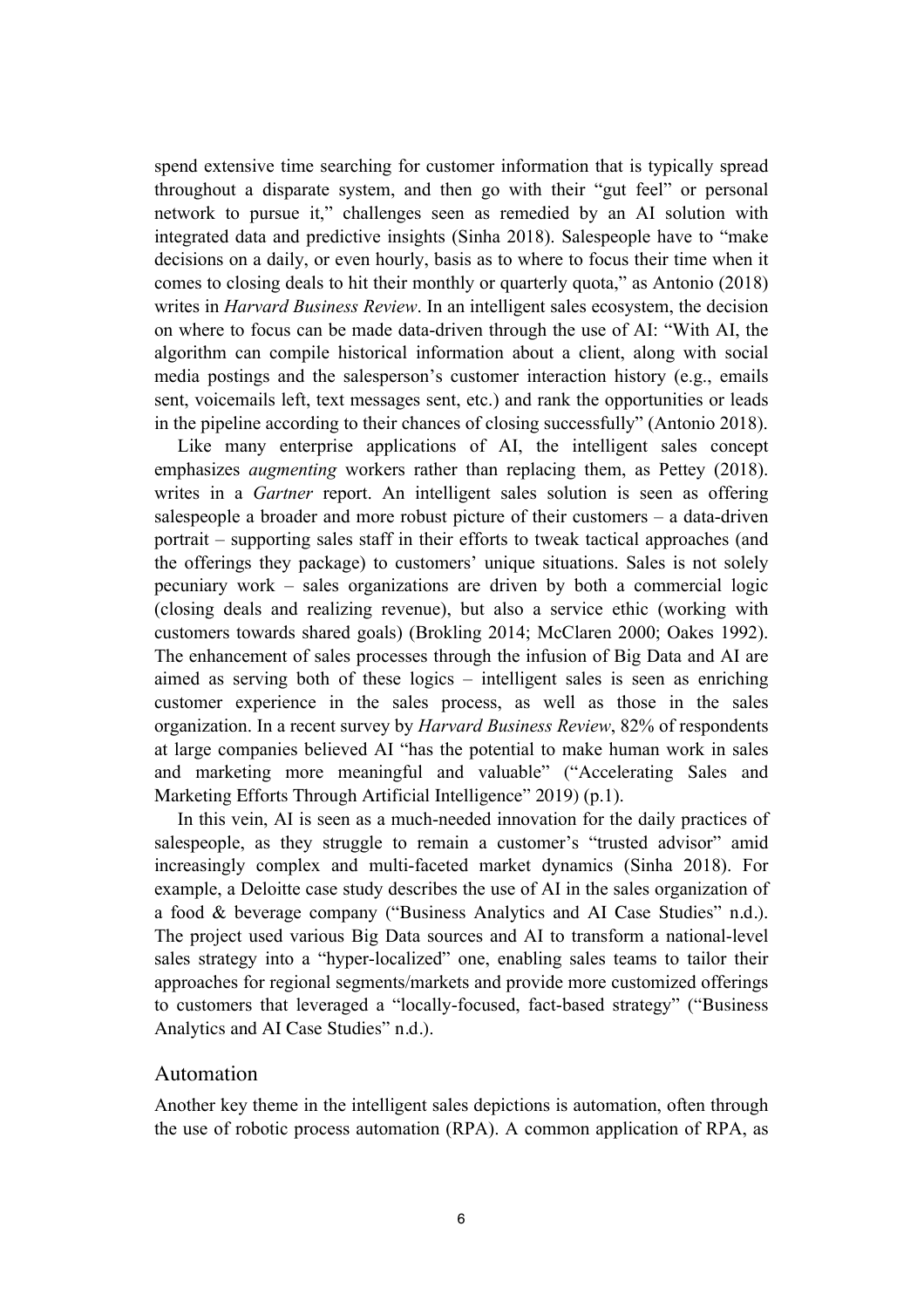spend extensive time searching for customer information that is typically spread throughout a disparate system, and then go with their "gut feel" or personal network to pursue it," challenges seen as remedied by an AI solution with integrated data and predictive insights (Sinha 2018). Salespeople have to "make decisions on a daily, or even hourly, basis as to where to focus their time when it comes to closing deals to hit their monthly or quarterly quota," as Antonio (2018) writes in *Harvard Business Review*. In an intelligent sales ecosystem, the decision on where to focus can be made data-driven through the use of AI: "With AI, the algorithm can compile historical information about a client, along with social media postings and the salesperson's customer interaction history (e.g., emails sent, voicemails left, text messages sent, etc.) and rank the opportunities or leads in the pipeline according to their chances of closing successfully" (Antonio 2018).

Like many enterprise applications of AI, the intelligent sales concept emphasizes *augmenting* workers rather than replacing them, as Pettey (2018). writes in a *Gartner* report. An intelligent sales solution is seen as offering salespeople a broader and more robust picture of their customers – a data-driven portrait – supporting sales staff in their efforts to tweak tactical approaches (and the offerings they package) to customers' unique situations. Sales is not solely pecuniary work – sales organizations are driven by both a commercial logic (closing deals and realizing revenue), but also a service ethic (working with customers towards shared goals) (Brokling 2014; McClaren 2000; Oakes 1992). The enhancement of sales processes through the infusion of Big Data and AI are aimed as serving both of these logics – intelligent sales is seen as enriching customer experience in the sales process, as well as those in the sales organization. In a recent survey by *Harvard Business Review*, 82% of respondents at large companies believed AI "has the potential to make human work in sales and marketing more meaningful and valuable" ("Accelerating Sales and Marketing Efforts Through Artificial Intelligence" 2019) (p.1).

In this vein, AI is seen as a much-needed innovation for the daily practices of salespeople, as they struggle to remain a customer's "trusted advisor" amid increasingly complex and multi-faceted market dynamics (Sinha 2018). For example, a Deloitte case study describes the use of AI in the sales organization of a food & beverage company ("Business Analytics and AI Case Studies" n.d.). The project used various Big Data sources and AI to transform a national-level sales strategy into a "hyper-localized" one, enabling sales teams to tailor their approaches for regional segments/markets and provide more customized offerings to customers that leveraged a "locally-focused, fact-based strategy" ("Business Analytics and AI Case Studies" n.d.).

## Automation

Another key theme in the intelligent sales depictions is automation, often through the use of robotic process automation (RPA). A common application of RPA, as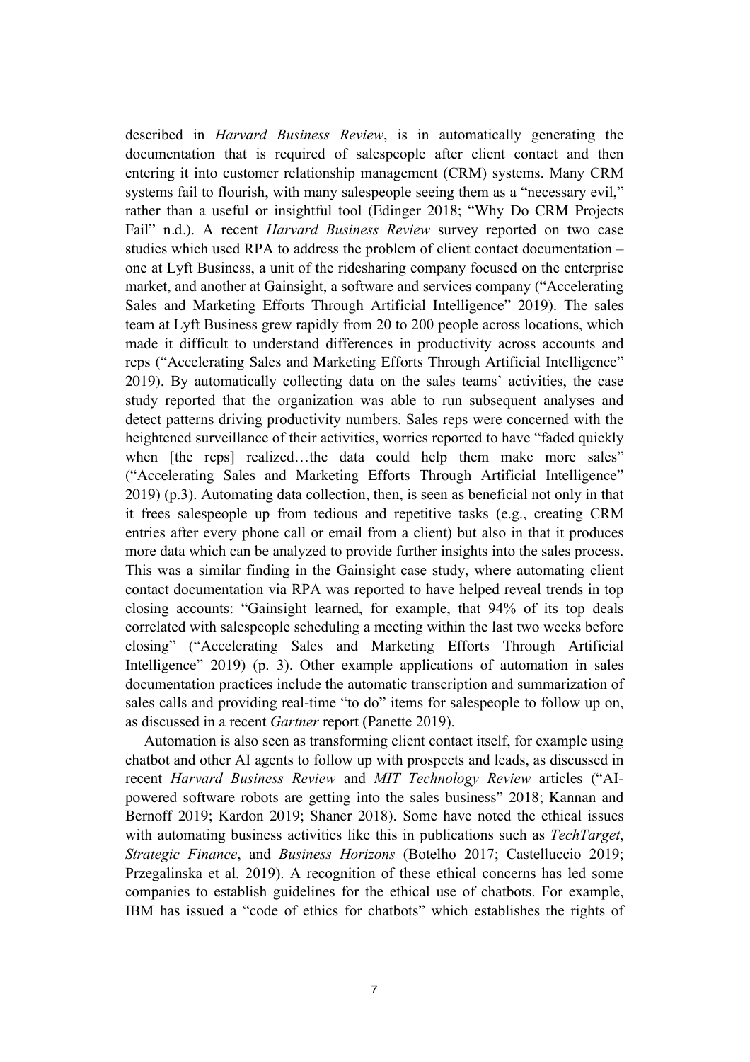described in *Harvard Business Review*, is in automatically generating the documentation that is required of salespeople after client contact and then entering it into customer relationship management (CRM) systems. Many CRM systems fail to flourish, with many salespeople seeing them as a "necessary evil," rather than a useful or insightful tool (Edinger 2018; "Why Do CRM Projects Fail" n.d.). A recent *Harvard Business Review* survey reported on two case studies which used RPA to address the problem of client contact documentation – one at Lyft Business, a unit of the ridesharing company focused on the enterprise market, and another at Gainsight, a software and services company ("Accelerating Sales and Marketing Efforts Through Artificial Intelligence" 2019). The sales team at Lyft Business grew rapidly from 20 to 200 people across locations, which made it difficult to understand differences in productivity across accounts and reps ("Accelerating Sales and Marketing Efforts Through Artificial Intelligence" 2019). By automatically collecting data on the sales teams' activities, the case study reported that the organization was able to run subsequent analyses and detect patterns driving productivity numbers. Sales reps were concerned with the heightened surveillance of their activities, worries reported to have "faded quickly when [the reps] realized…the data could help them make more sales" ("Accelerating Sales and Marketing Efforts Through Artificial Intelligence" 2019) (p.3). Automating data collection, then, is seen as beneficial not only in that it frees salespeople up from tedious and repetitive tasks (e.g., creating CRM entries after every phone call or email from a client) but also in that it produces more data which can be analyzed to provide further insights into the sales process. This was a similar finding in the Gainsight case study, where automating client contact documentation via RPA was reported to have helped reveal trends in top closing accounts: "Gainsight learned, for example, that 94% of its top deals correlated with salespeople scheduling a meeting within the last two weeks before closing" ("Accelerating Sales and Marketing Efforts Through Artificial Intelligence" 2019) (p. 3). Other example applications of automation in sales documentation practices include the automatic transcription and summarization of sales calls and providing real-time "to do" items for salespeople to follow up on, as discussed in a recent *Gartner* report (Panette 2019).

Automation is also seen as transforming client contact itself, for example using chatbot and other AI agents to follow up with prospects and leads, as discussed in recent *Harvard Business Review* and *MIT Technology Review* articles ("AI-powered software robots are getting into the sales business" 2018; Kannan and Bernoff 2019; Kardon 2019; Shaner 2018). Some have noted the ethical issues with automating business activities like this in publications such as *TechTarget*, *Strategic Finance*, and *Business Horizons* (Botelho 2017; Castelluccio 2019; Przegalinska et al. 2019). A recognition of these ethical concerns has led some companies to establish guidelines for the ethical use of chatbots. For example, IBM has issued a "code of ethics for chatbots" which establishes the rights of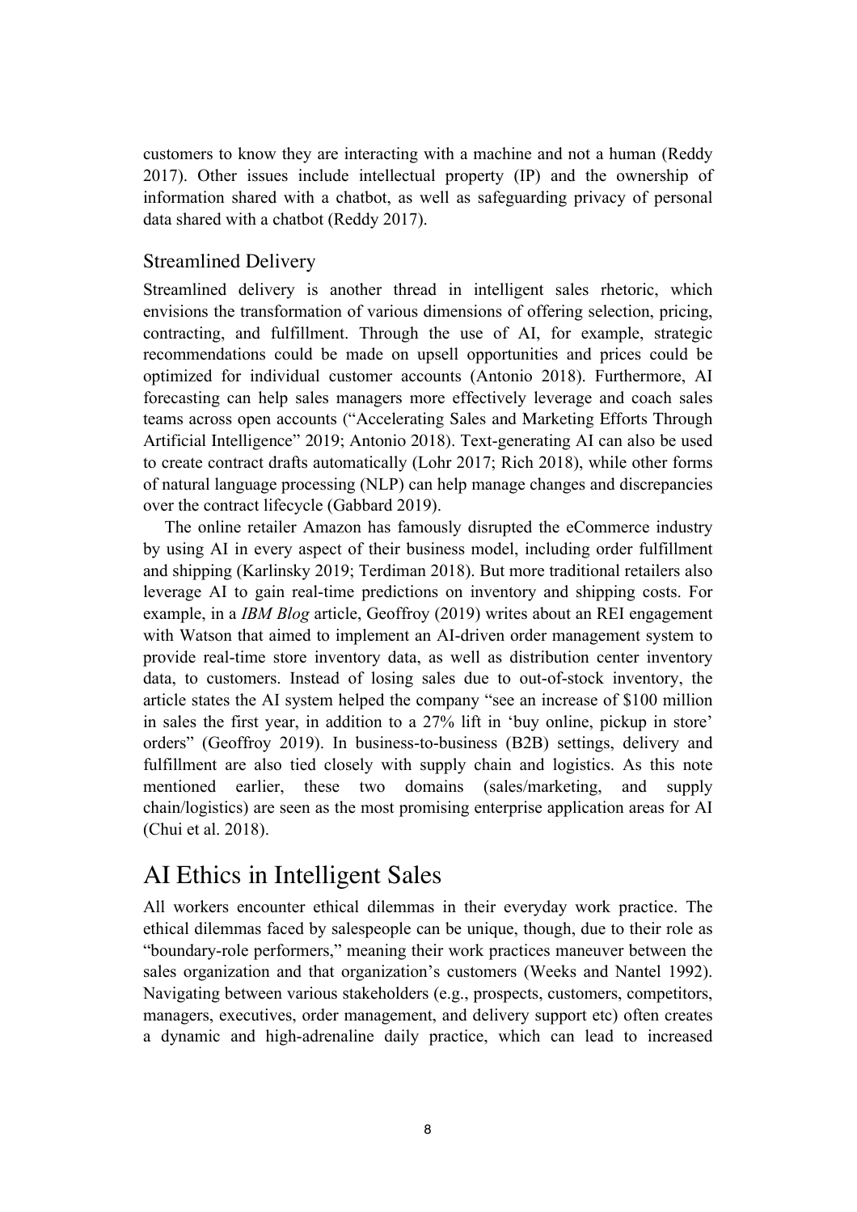customers to know they are interacting with a machine and not a human (Reddy 2017). Other issues include intellectual property (IP) and the ownership of information shared with a chatbot, as well as safeguarding privacy of personal data shared with a chatbot (Reddy 2017).

### Streamlined Delivery

Streamlined delivery is another thread in intelligent sales rhetoric, which envisions the transformation of various dimensions of offering selection, pricing, contracting, and fulfillment. Through the use of AI, for example, strategic recommendations could be made on upsell opportunities and prices could be optimized for individual customer accounts (Antonio 2018). Furthermore, AI forecasting can help sales managers more effectively leverage and coach sales teams across open accounts ("Accelerating Sales and Marketing Efforts Through Artificial Intelligence" 2019; Antonio 2018). Text-generating AI can also be used to create contract drafts automatically (Lohr 2017; Rich 2018), while other forms of natural language processing (NLP) can help manage changes and discrepancies over the contract lifecycle (Gabbard 2019).

The online retailer Amazon has famously disrupted the eCommerce industry by using AI in every aspect of their business model, including order fulfillment and shipping (Karlinsky 2019; Terdiman 2018). But more traditional retailers also leverage AI to gain real-time predictions on inventory and shipping costs. For example, in a *IBM Blog* article, Geoffroy (2019) writes about an REI engagement with Watson that aimed to implement an AI-driven order management system to provide real-time store inventory data, as well as distribution center inventory data, to customers. Instead of losing sales due to out-of-stock inventory, the article states the AI system helped the company "see an increase of $100 million in sales the first year, in addition to a 27% lift in 'buy online, pickup in store' orders" (Geoffroy 2019). In business-to-business (B2B) settings, delivery and fulfillment are also tied closely with supply chain and logistics. As this note mentioned earlier, these two domains (sales/marketing, and supply chain/logistics) are seen as the most promising enterprise application areas for AI (Chui et al. 2018).

## AI Ethics in Intelligent Sales

All workers encounter ethical dilemmas in their everyday work practice. The ethical dilemmas faced by salespeople can be unique, though, due to their role as "boundary-role performers," meaning their work practices maneuver between the sales organization and that organization's customers (Weeks and Nantel 1992). Navigating between various stakeholders (e.g., prospects, customers, competitors, managers, executives, order management, and delivery support etc) often creates a dynamic and high-adrenaline daily practice, which can lead to increased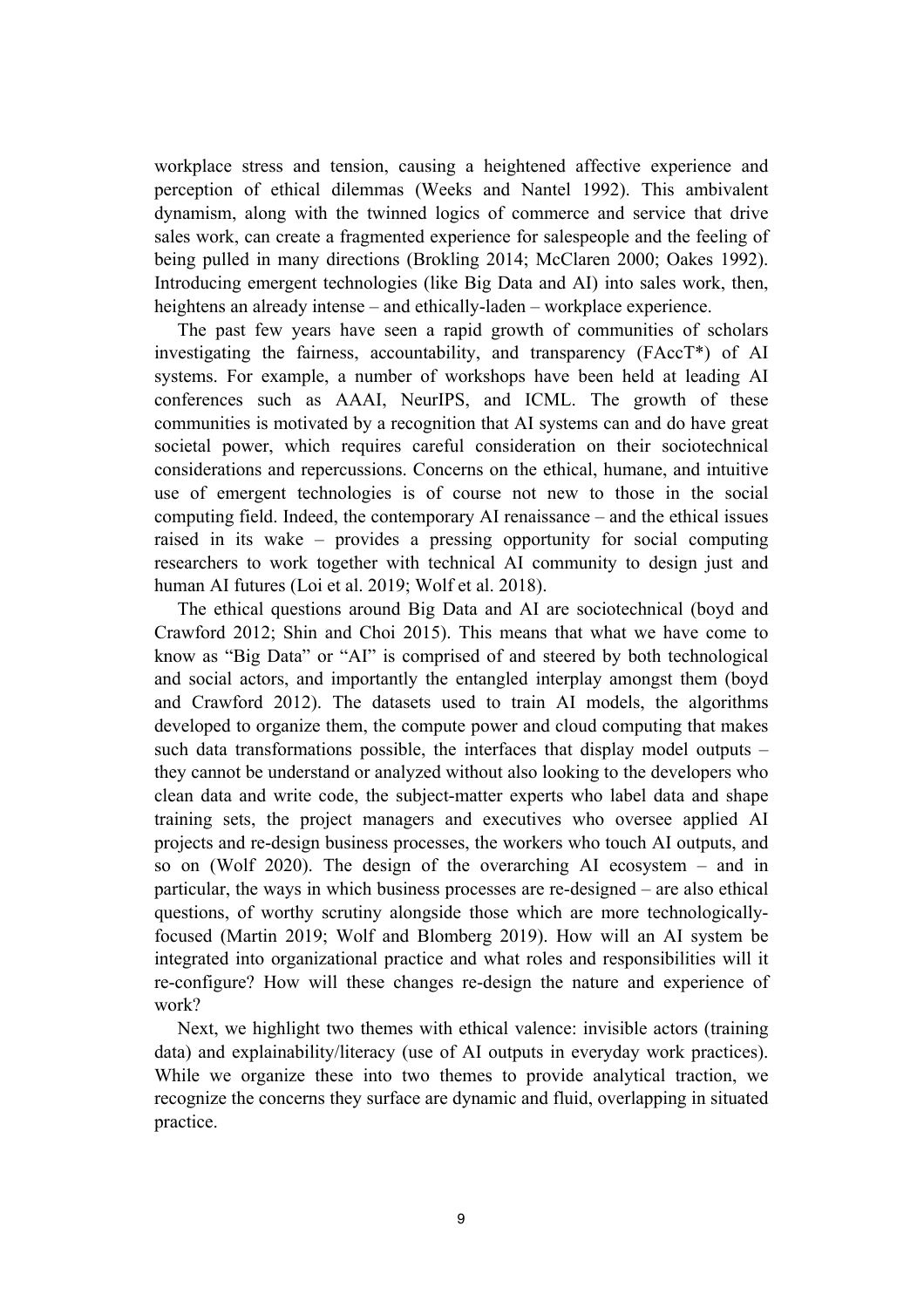workplace stress and tension, causing a heightened affective experience and perception of ethical dilemmas (Weeks and Nantel 1992). This ambivalent dynamism, along with the twinned logics of commerce and service that drive sales work, can create a fragmented experience for salespeople and the feeling of being pulled in many directions (Brokling 2014; McClaren 2000; Oakes 1992). Introducing emergent technologies (like Big Data and AI) into sales work, then, heightens an already intense – and ethically-laden – workplace experience.

The past few years have seen a rapid growth of communities of scholars investigating the fairness, accountability, and transparency (FAccT*) of AI systems. For example, a number of workshops have been held at leading AI conferences such as AAAI, NeurIPS, and ICML. The growth of these communities is motivated by a recognition that AI systems can and do have great societal power, which requires careful consideration on their sociotechnical considerations and repercussions. Concerns on the ethical, humane, and intuitive use of emergent technologies is of course not new to those in the social computing field. Indeed, the contemporary AI renaissance – and the ethical issues raised in its wake – provides a pressing opportunity for social computing researchers to work together with technical AI community to design just and human AI futures (Loi et al. 2019; Wolf et al. 2018).

The ethical questions around Big Data and AI are sociotechnical (boyd and Crawford 2012; Shin and Choi 2015). This means that what we have come to know as "Big Data" or "AI" is comprised of and steered by both technological and social actors, and importantly the entangled interplay amongst them (boyd and Crawford 2012). The datasets used to train AI models, the algorithms developed to organize them, the compute power and cloud computing that makes such data transformations possible, the interfaces that display model outputs – they cannot be understand or analyzed without also looking to the developers who clean data and write code, the subject-matter experts who label data and shape training sets, the project managers and executives who oversee applied AI projects and re-design business processes, the workers who touch AI outputs, and so on (Wolf 2020). The design of the overarching AI ecosystem – and in particular, the ways in which business processes are re-designed – are also ethical questions, of worthy scrutiny alongside those which are more technologically-focused (Martin 2019; Wolf and Blomberg 2019). How will an AI system be integrated into organizational practice and what roles and responsibilities will it re-configure? How will these changes re-design the nature and experience of work?

Next, we highlight two themes with ethical valence: invisible actors (training data) and explainability/literacy (use of AI outputs in everyday work practices). While we organize these into two themes to provide analytical traction, we recognize the concerns they surface are dynamic and fluid, overlapping in situated practice.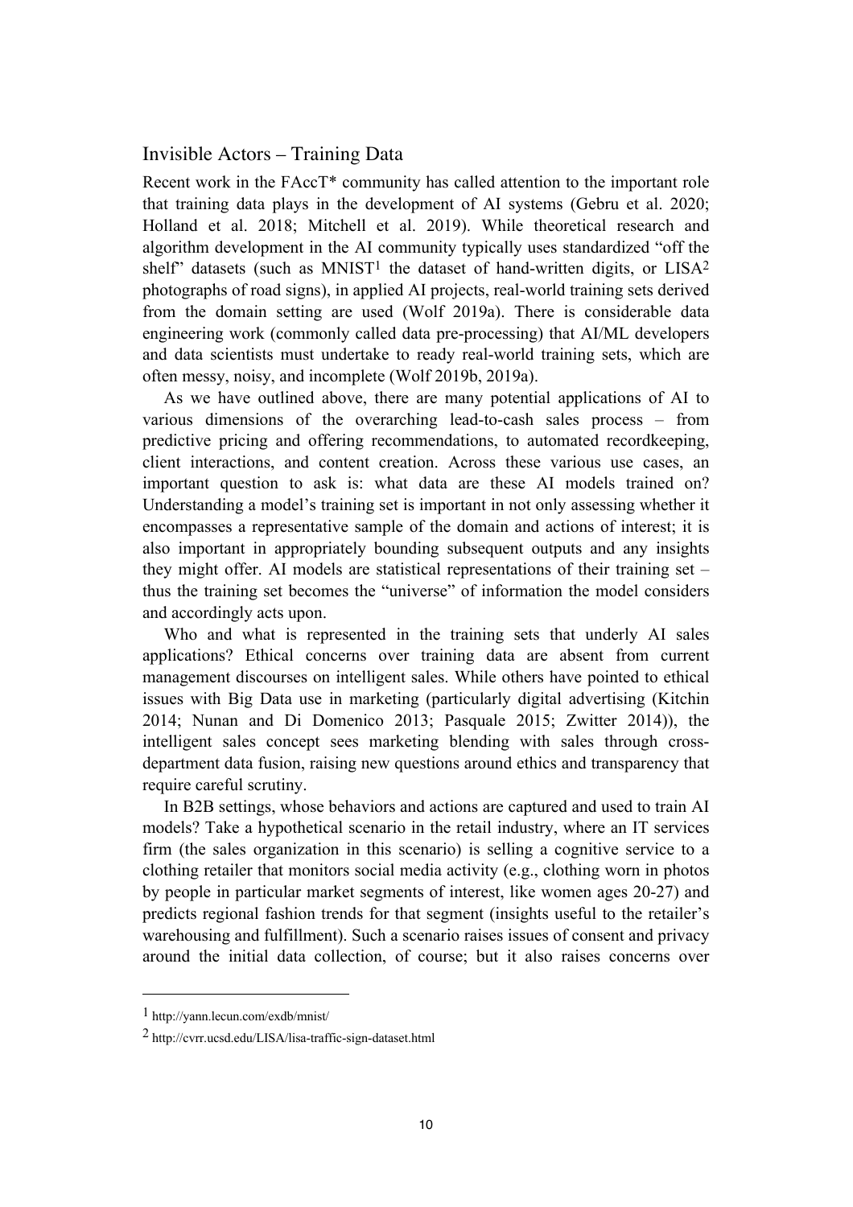## Invisible Actors – Training Data

Recent work in the FAccT* community has called attention to the important role that training data plays in the development of AI systems (Gebru et al. 2020; Holland et al. 2018; Mitchell et al. 2019). While theoretical research and algorithm development in the AI community typically uses standardized "off the shelf" datasets (such as MNIST[1] the dataset of hand-written digits, or LISA[2] photographs of road signs), in applied AI projects, real-world training sets derived from the domain setting are used (Wolf 2019a). There is considerable data engineering work (commonly called data pre-processing) that AI/ML developers and data scientists must undertake to ready real-world training sets, which are often messy, noisy, and incomplete (Wolf 2019b, 2019a).

As we have outlined above, there are many potential applications of AI to various dimensions of the overarching lead-to-cash sales process – from predictive pricing and offering recommendations, to automated recordkeeping, client interactions, and content creation. Across these various use cases, an important question to ask is: what data are these AI models trained on? Understanding a model's training set is important in not only assessing whether it encompasses a representative sample of the domain and actions of interest; it is also important in appropriately bounding subsequent outputs and any insights they might offer. AI models are statistical representations of their training set – thus the training set becomes the "universe" of information the model considers and accordingly acts upon.

Who and what is represented in the training sets that underly AI sales applications? Ethical concerns over training data are absent from current management discourses on intelligent sales. While others have pointed to ethical issues with Big Data use in marketing (particularly digital advertising (Kitchin 2014; Nunan and Di Domenico 2013; Pasquale 2015; Zwitter 2014)), the intelligent sales concept sees marketing blending with sales through cross-department data fusion, raising new questions around ethics and transparency that require careful scrutiny.

In B2B settings, whose behaviors and actions are captured and used to train AI models? Take a hypothetical scenario in the retail industry, where an IT services firm (the sales organization in this scenario) is selling a cognitive service to a clothing retailer that monitors social media activity (e.g., clothing worn in photos by people in particular market segments of interest, like women ages 20-27) and predicts regional fashion trends for that segment (insights useful to the retailer's warehousing and fulfillment). Such a scenario raises issues of consent and privacy around the initial data collection, of course; but it also raises concerns over

---

[1] http://yann.lecun.com/exdb/mnist/

[2] http://cvrr.ucsd.edu/LISA/lisa-traffic-sign-dataset.html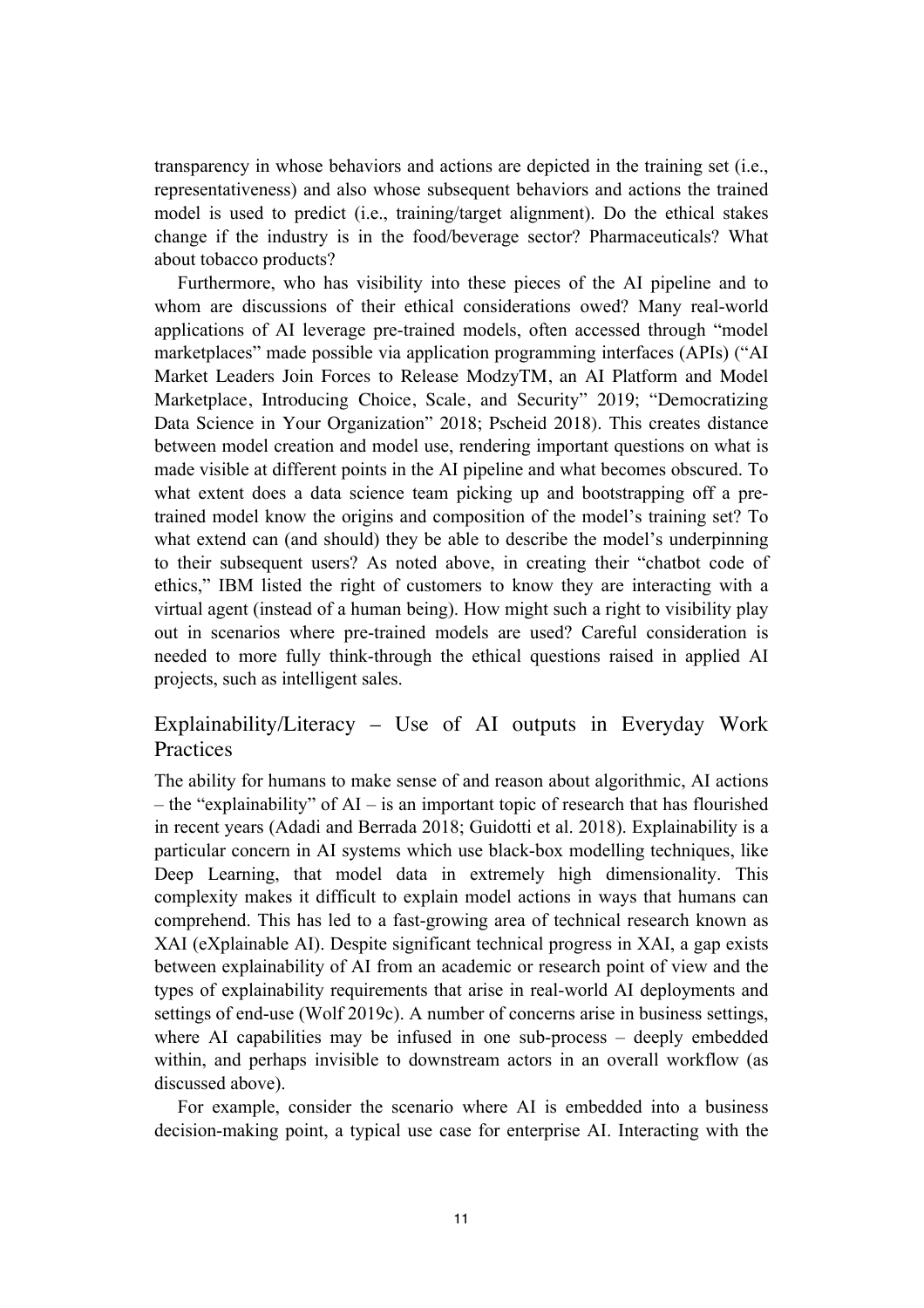transparency in whose behaviors and actions are depicted in the training set (i.e., representativeness) and also whose subsequent behaviors and actions the trained model is used to predict (i.e., training/target alignment). Do the ethical stakes change if the industry is in the food/beverage sector? Pharmaceuticals? What about tobacco products?

Furthermore, who has visibility into these pieces of the AI pipeline and to whom are discussions of their ethical considerations owed? Many real-world applications of AI leverage pre-trained models, often accessed through "model marketplaces" made possible via application programming interfaces (APIs) ("AI Market Leaders Join Forces to Release ModzyTM, an AI Platform and Model Marketplace, Introducing Choice, Scale, and Security" 2019; "Democratizing Data Science in Your Organization" 2018; Pscheid 2018). This creates distance between model creation and model use, rendering important questions on what is made visible at different points in the AI pipeline and what becomes obscured. To what extent does a data science team picking up and bootstrapping off a pre-trained model know the origins and composition of the model's training set? To what extend can (and should) they be able to describe the model's underpinning to their subsequent users? As noted above, in creating their "chatbot code of ethics," IBM listed the right of customers to know they are interacting with a virtual agent (instead of a human being). How might such a right to visibility play out in scenarios where pre-trained models are used? Careful consideration is needed to more fully think-through the ethical questions raised in applied AI projects, such as intelligent sales.

## Explainability/Literacy – Use of AI outputs in Everyday Work Practices

The ability for humans to make sense of and reason about algorithmic, AI actions – the "explainability" of AI – is an important topic of research that has flourished in recent years (Adadi and Berrada 2018; Guidotti et al. 2018). Explainability is a particular concern in AI systems which use black-box modelling techniques, like Deep Learning, that model data in extremely high dimensionality. This complexity makes it difficult to explain model actions in ways that humans can comprehend. This has led to a fast-growing area of technical research known as XAI (eXplainable AI). Despite significant technical progress in XAI, a gap exists between explainability of AI from an academic or research point of view and the types of explainability requirements that arise in real-world AI deployments and settings of end-use (Wolf 2019c). A number of concerns arise in business settings, where AI capabilities may be infused in one sub-process – deeply embedded within, and perhaps invisible to downstream actors in an overall workflow (as discussed above).

For example, consider the scenario where AI is embedded into a business decision-making point, a typical use case for enterprise AI. Interacting with the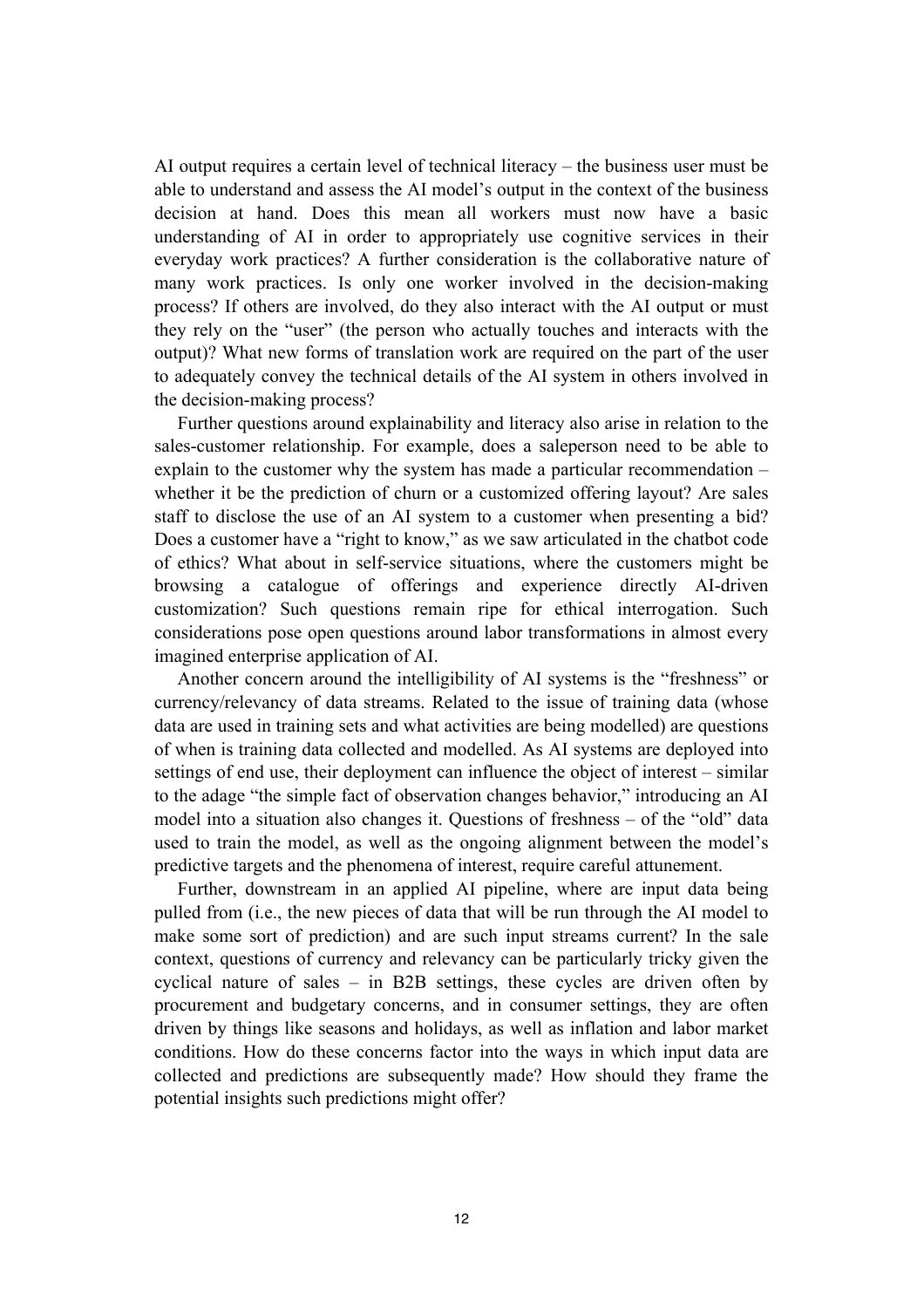AI output requires a certain level of technical literacy – the business user must be able to understand and assess the AI model's output in the context of the business decision at hand. Does this mean all workers must now have a basic understanding of AI in order to appropriately use cognitive services in their everyday work practices? A further consideration is the collaborative nature of many work practices. Is only one worker involved in the decision-making process? If others are involved, do they also interact with the AI output or must they rely on the "user" (the person who actually touches and interacts with the output)? What new forms of translation work are required on the part of the user to adequately convey the technical details of the AI system in others involved in the decision-making process?

Further questions around explainability and literacy also arise in relation to the sales-customer relationship. For example, does a saleperson need to be able to explain to the customer why the system has made a particular recommendation – whether it be the prediction of churn or a customized offering layout? Are sales staff to disclose the use of an AI system to a customer when presenting a bid? Does a customer have a "right to know," as we saw articulated in the chatbot code of ethics? What about in self-service situations, where the customers might be browsing a catalogue of offerings and experience directly AI-driven customization? Such questions remain ripe for ethical interrogation. Such considerations pose open questions around labor transformations in almost every imagined enterprise application of AI.

Another concern around the intelligibility of AI systems is the "freshness" or currency/relevancy of data streams. Related to the issue of training data (whose data are used in training sets and what activities are being modelled) are questions of when is training data collected and modelled. As AI systems are deployed into settings of end use, their deployment can influence the object of interest – similar to the adage "the simple fact of observation changes behavior," introducing an AI model into a situation also changes it. Questions of freshness – of the "old" data used to train the model, as well as the ongoing alignment between the model's predictive targets and the phenomena of interest, require careful attunement.

Further, downstream in an applied AI pipeline, where are input data being pulled from (i.e., the new pieces of data that will be run through the AI model to make some sort of prediction) and are such input streams current? In the sale context, questions of currency and relevancy can be particularly tricky given the cyclical nature of sales – in B2B settings, these cycles are driven often by procurement and budgetary concerns, and in consumer settings, they are often driven by things like seasons and holidays, as well as inflation and labor market conditions. How do these concerns factor into the ways in which input data are collected and predictions are subsequently made? How should they frame the potential insights such predictions might offer?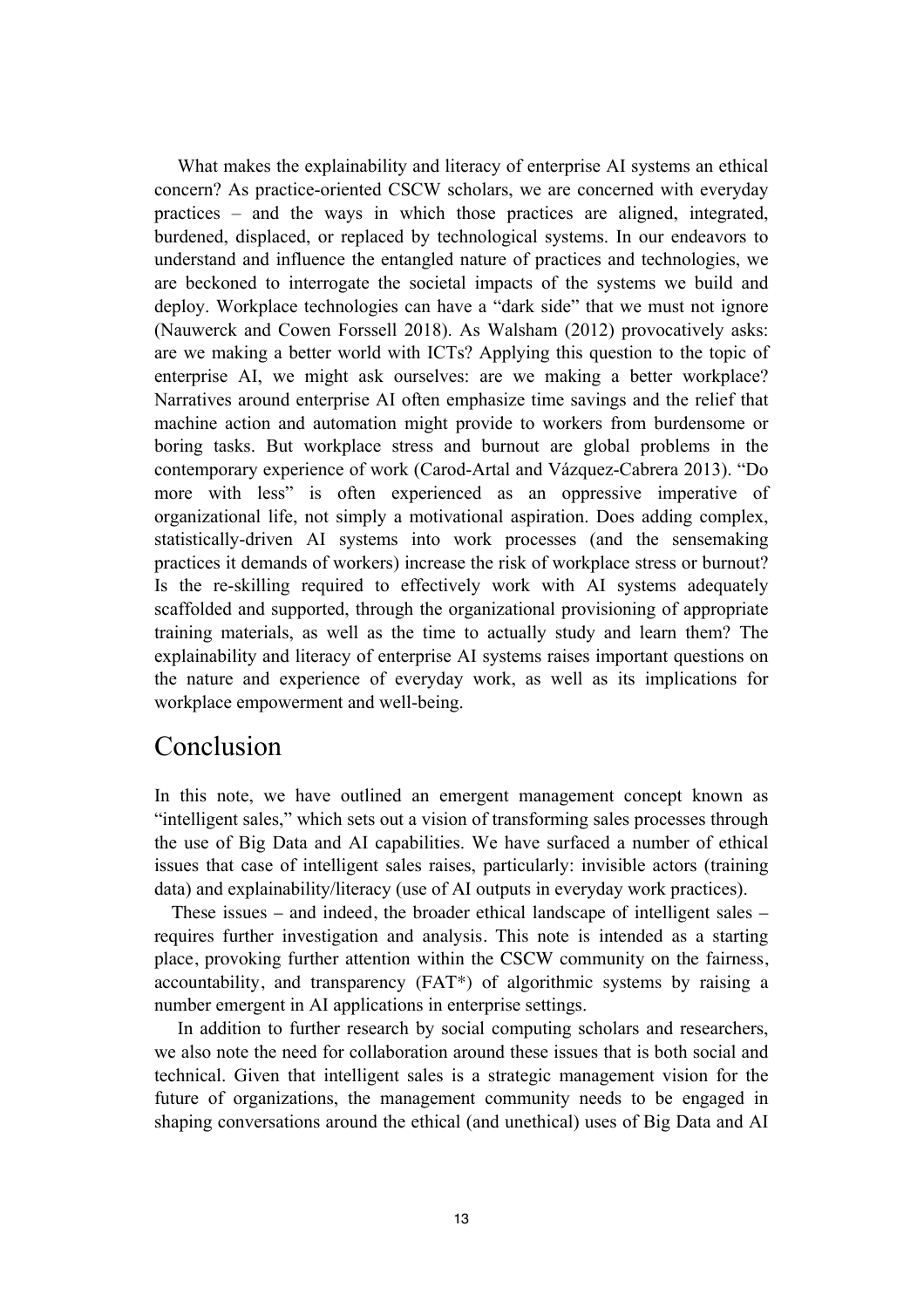What makes the explainability and literacy of enterprise AI systems an ethical concern? As practice-oriented CSCW scholars, we are concerned with everyday practices – and the ways in which those practices are aligned, integrated, burdened, displaced, or replaced by technological systems. In our endeavors to understand and influence the entangled nature of practices and technologies, we are beckoned to interrogate the societal impacts of the systems we build and deploy. Workplace technologies can have a "dark side" that we must not ignore (Nauwerck and Cowen Forssell 2018). As Walsham (2012) provocatively asks: are we making a better world with ICTs? Applying this question to the topic of enterprise AI, we might ask ourselves: are we making a better workplace? Narratives around enterprise AI often emphasize time savings and the relief that machine action and automation might provide to workers from burdensome or boring tasks. But workplace stress and burnout are global problems in the contemporary experience of work (Carod-Artal and Vázquez-Cabrera 2013). "Do more with less" is often experienced as an oppressive imperative of organizational life, not simply a motivational aspiration. Does adding complex, statistically-driven AI systems into work processes (and the sensemaking practices it demands of workers) increase the risk of workplace stress or burnout? Is the re-skilling required to effectively work with AI systems adequately scaffolded and supported, through the organizational provisioning of appropriate training materials, as well as the time to actually study and learn them? The explainability and literacy of enterprise AI systems raises important questions on the nature and experience of everyday work, as well as its implications for workplace empowerment and well-being.

# Conclusion

In this note, we have outlined an emergent management concept known as "intelligent sales," which sets out a vision of transforming sales processes through the use of Big Data and AI capabilities. We have surfaced a number of ethical issues that case of intelligent sales raises, particularly: invisible actors (training data) and explainability/literacy (use of AI outputs in everyday work practices).

These issues – and indeed, the broader ethical landscape of intelligent sales – requires further investigation and analysis. This note is intended as a starting place, provoking further attention within the CSCW community on the fairness, accountability, and transparency (FAT*) of algorithmic systems by raising a number emergent in AI applications in enterprise settings.

In addition to further research by social computing scholars and researchers, we also note the need for collaboration around these issues that is both social and technical. Given that intelligent sales is a strategic management vision for the future of organizations, the management community needs to be engaged in shaping conversations around the ethical (and unethical) uses of Big Data and AI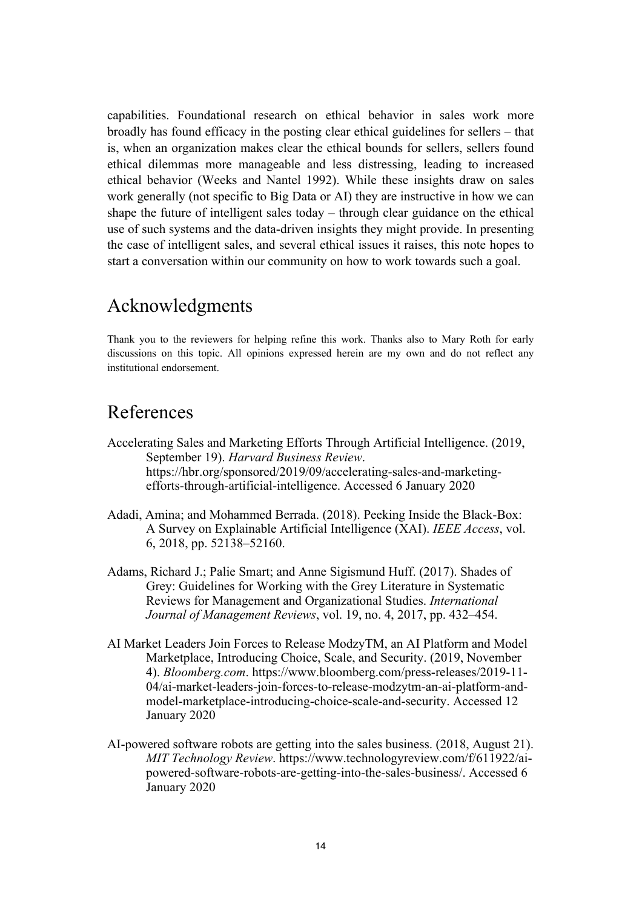capabilities. Foundational research on ethical behavior in sales work more broadly has found efficacy in the posting clear ethical guidelines for sellers – that is, when an organization makes clear the ethical bounds for sellers, sellers found ethical dilemmas more manageable and less distressing, leading to increased ethical behavior (Weeks and Nantel 1992). While these insights draw on sales work generally (not specific to Big Data or AI) they are instructive in how we can shape the future of intelligent sales today – through clear guidance on the ethical use of such systems and the data-driven insights they might provide. In presenting the case of intelligent sales, and several ethical issues it raises, this note hopes to start a conversation within our community on how to work towards such a goal.

# Acknowledgments

Thank you to the reviewers for helping refine this work. Thanks also to Mary Roth for early discussions on this topic. All opinions expressed herein are my own and do not reflect any institutional endorsement.

# References

Accelerating Sales and Marketing Efforts Through Artificial Intelligence. (2019, September 19). *Harvard Business Review*. https://hbr.org/sponsored/2019/09/accelerating-sales-and-marketing-efforts-through-artificial-intelligence. Accessed 6 January 2020

Adadi, Amina; and Mohammed Berrada. (2018). Peeking Inside the Black-Box: A Survey on Explainable Artificial Intelligence (XAI). *IEEE Access*, vol. 6, 2018, pp. 52138–52160.

Adams, Richard J.; Palie Smart; and Anne Sigismund Huff. (2017). Shades of Grey: Guidelines for Working with the Grey Literature in Systematic Reviews for Management and Organizational Studies. *International Journal of Management Reviews*, vol. 19, no. 4, 2017, pp. 432–454.

AI Market Leaders Join Forces to Release ModzyTM, an AI Platform and Model Marketplace, Introducing Choice, Scale, and Security. (2019, November 4). *Bloomberg.com*. https://www.bloomberg.com/press-releases/2019-11-04/ai-market-leaders-join-forces-to-release-modzytm-an-ai-platform-and-model-marketplace-introducing-choice-scale-and-security. Accessed 12 January 2020

AI-powered software robots are getting into the sales business. (2018, August 21). *MIT Technology Review*. https://www.technologyreview.com/f/611922/ai-powered-software-robots-are-getting-into-the-sales-business/. Accessed 6 January 2020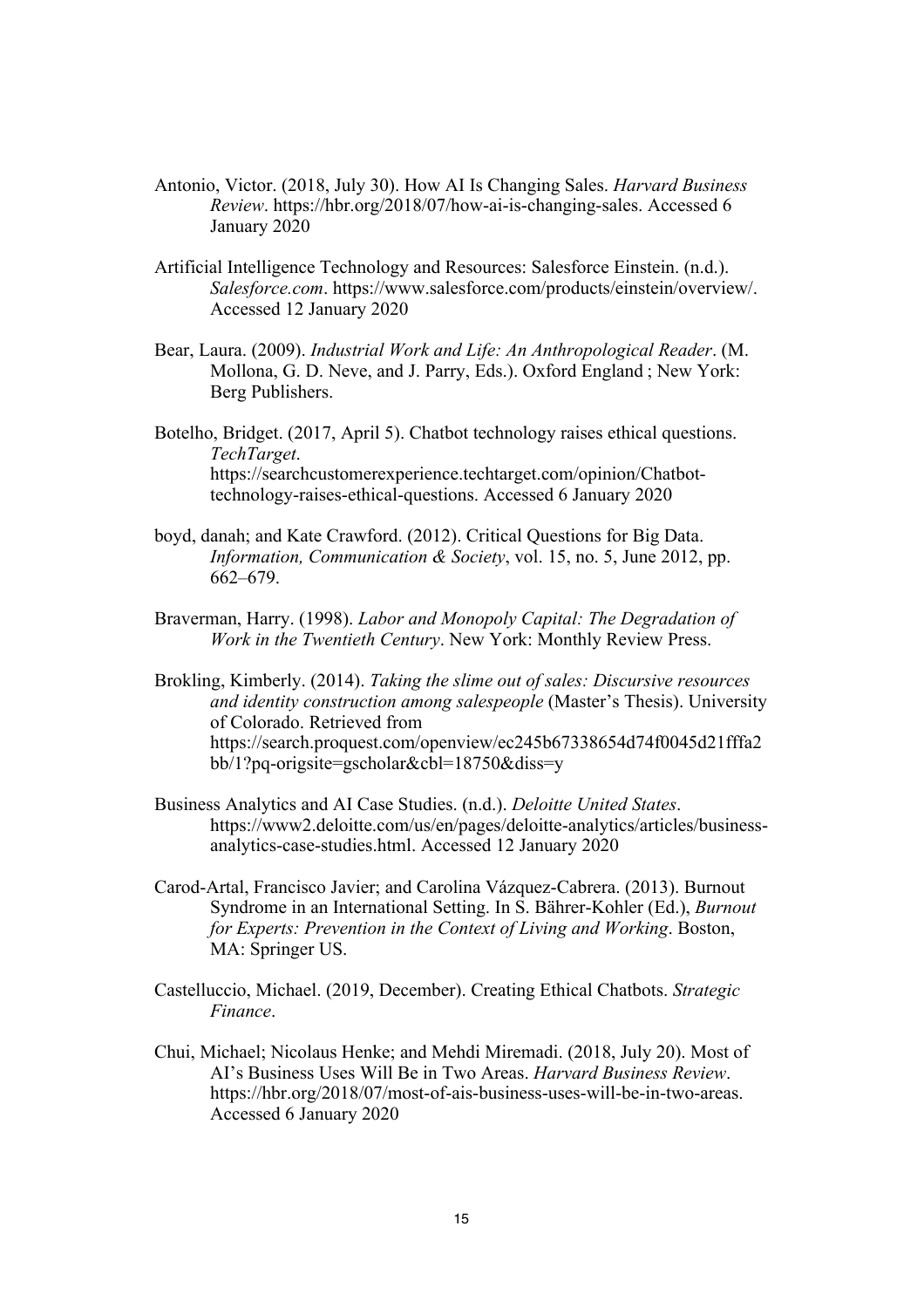Antonio, Victor. (2018, July 30). How AI Is Changing Sales. *Harvard Business Review*. https://hbr.org/2018/07/how-ai-is-changing-sales. Accessed 6 January 2020

Artificial Intelligence Technology and Resources: Salesforce Einstein. (n.d.). *Salesforce.com*. https://www.salesforce.com/products/einstein/overview/. Accessed 12 January 2020

Bear, Laura. (2009). *Industrial Work and Life: An Anthropological Reader*. (M. Mollona, G. D. Neve, and J. Parry, Eds.). Oxford England ; New York: Berg Publishers.

Botelho, Bridget. (2017, April 5). Chatbot technology raises ethical questions. *TechTarget*. https://searchcustomerexperience.techtarget.com/opinion/Chatbot-technology-raises-ethical-questions. Accessed 6 January 2020

boyd, danah; and Kate Crawford. (2012). Critical Questions for Big Data. *Information, Communication & Society*, vol. 15, no. 5, June 2012, pp. 662–679.

Braverman, Harry. (1998). *Labor and Monopoly Capital: The Degradation of Work in the Twentieth Century*. New York: Monthly Review Press.

Brokling, Kimberly. (2014). *Taking the slime out of sales: Discursive resources and identity construction among salespeople* (Master's Thesis). University of Colorado. Retrieved from https://search.proquest.com/openview/ec245b67338654d74f0045d21fffa2bb/1?pq-origsite=gscholar&cbl=18750&diss=y

Business Analytics and AI Case Studies. (n.d.). *Deloitte United States*. https://www2.deloitte.com/us/en/pages/deloitte-analytics/articles/business-analytics-case-studies.html. Accessed 12 January 2020

Carod-Artal, Francisco Javier; and Carolina Vázquez-Cabrera. (2013). Burnout Syndrome in an International Setting. In S. Bährer-Kohler (Ed.), *Burnout for Experts: Prevention in the Context of Living and Working*. Boston, MA: Springer US.

Castelluccio, Michael. (2019, December). Creating Ethical Chatbots. *Strategic Finance*.

Chui, Michael; Nicolaus Henke; and Mehdi Miremadi. (2018, July 20). Most of AI's Business Uses Will Be in Two Areas. *Harvard Business Review*. https://hbr.org/2018/07/most-of-ais-business-uses-will-be-in-two-areas. Accessed 6 January 2020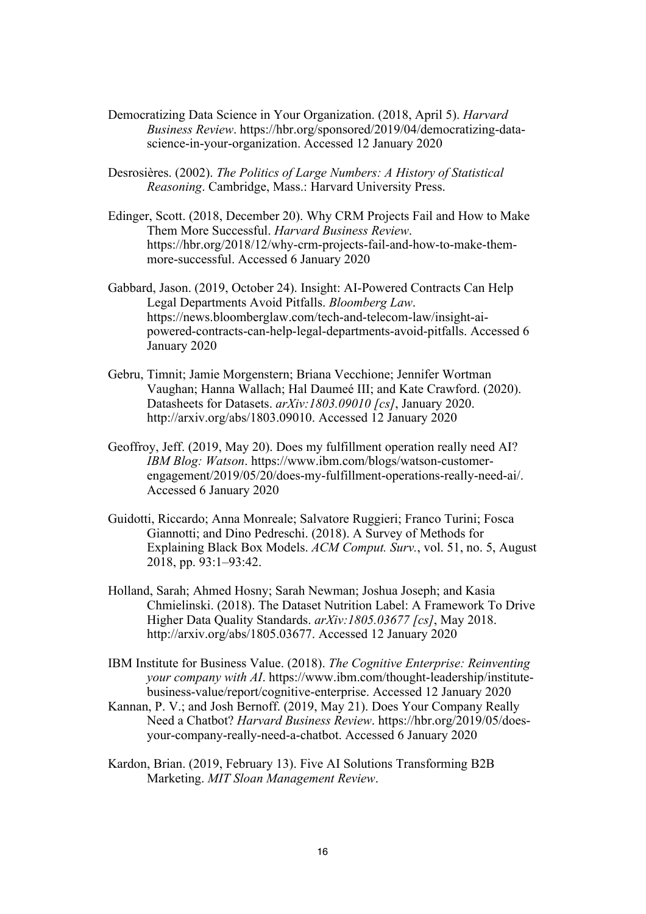Democratizing Data Science in Your Organization. (2018, April 5). *Harvard Business Review*. https://hbr.org/sponsored/2019/04/democratizing-data-science-in-your-organization. Accessed 12 January 2020

Desrosières. (2002). *The Politics of Large Numbers: A History of Statistical Reasoning*. Cambridge, Mass.: Harvard University Press.

Edinger, Scott. (2018, December 20). Why CRM Projects Fail and How to Make Them More Successful. *Harvard Business Review*. https://hbr.org/2018/12/why-crm-projects-fail-and-how-to-make-them-more-successful. Accessed 6 January 2020

Gabbard, Jason. (2019, October 24). Insight: AI-Powered Contracts Can Help Legal Departments Avoid Pitfalls. *Bloomberg Law*. https://news.bloomberglaw.com/tech-and-telecom-law/insight-ai-powered-contracts-can-help-legal-departments-avoid-pitfalls. Accessed 6 January 2020

Gebru, Timnit; Jamie Morgenstern; Briana Vecchione; Jennifer Wortman Vaughan; Hanna Wallach; Hal Daumeé III; and Kate Crawford. (2020). Datasheets for Datasets. *arXiv:1803.09010 [cs]*, January 2020. http://arxiv.org/abs/1803.09010. Accessed 12 January 2020

Geoffroy, Jeff. (2019, May 20). Does my fulfillment operation really need AI? *IBM Blog: Watson*. https://www.ibm.com/blogs/watson-customer-engagement/2019/05/20/does-my-fulfillment-operations-really-need-ai/. Accessed 6 January 2020

Guidotti, Riccardo; Anna Monreale; Salvatore Ruggieri; Franco Turini; Fosca Giannotti; and Dino Pedreschi. (2018). A Survey of Methods for Explaining Black Box Models. *ACM Comput. Surv.*, vol. 51, no. 5, August 2018, pp. 93:1–93:42.

Holland, Sarah; Ahmed Hosny; Sarah Newman; Joshua Joseph; and Kasia Chmielinski. (2018). The Dataset Nutrition Label: A Framework To Drive Higher Data Quality Standards. *arXiv:1805.03677 [cs]*, May 2018. http://arxiv.org/abs/1805.03677. Accessed 12 January 2020

IBM Institute for Business Value. (2018). *The Cognitive Enterprise: Reinventing your company with AI*. https://www.ibm.com/thought-leadership/institute-business-value/report/cognitive-enterprise. Accessed 12 January 2020

Kannan, P. V.; and Josh Bernoff. (2019, May 21). Does Your Company Really Need a Chatbot? *Harvard Business Review*. https://hbr.org/2019/05/does-your-company-really-need-a-chatbot. Accessed 6 January 2020

Kardon, Brian. (2019, February 13). Five AI Solutions Transforming B2B Marketing. *MIT Sloan Management Review*.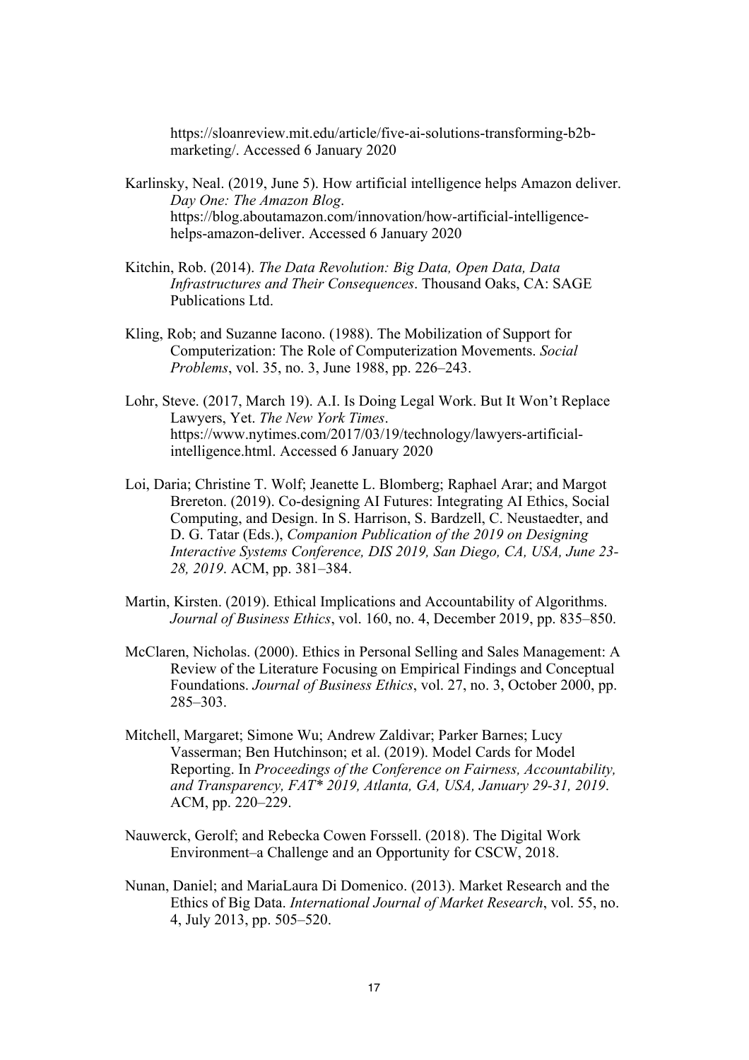https://sloanreview.mit.edu/article/five-ai-solutions-transforming-b2b-marketing/. Accessed 6 January 2020

Karlinsky, Neal. (2019, June 5). How artificial intelligence helps Amazon deliver. *Day One: The Amazon Blog*. https://blog.aboutamazon.com/innovation/how-artificial-intelligence-helps-amazon-deliver. Accessed 6 January 2020

Kitchin, Rob. (2014). *The Data Revolution: Big Data, Open Data, Data Infrastructures and Their Consequences*. Thousand Oaks, CA: SAGE Publications Ltd.

Kling, Rob; and Suzanne Iacono. (1988). The Mobilization of Support for Computerization: The Role of Computerization Movements. *Social Problems*, vol. 35, no. 3, June 1988, pp. 226–243.

Lohr, Steve. (2017, March 19). A.I. Is Doing Legal Work. But It Won't Replace Lawyers, Yet. *The New York Times*. https://www.nytimes.com/2017/03/19/technology/lawyers-artificial-intelligence.html. Accessed 6 January 2020

Loi, Daria; Christine T. Wolf; Jeanette L. Blomberg; Raphael Arar; and Margot Brereton. (2019). Co-designing AI Futures: Integrating AI Ethics, Social Computing, and Design. In S. Harrison, S. Bardzell, C. Neustaedter, and D. G. Tatar (Eds.), *Companion Publication of the 2019 on Designing Interactive Systems Conference, DIS 2019, San Diego, CA, USA, June 23-28, 2019*. ACM, pp. 381–384.

Martin, Kirsten. (2019). Ethical Implications and Accountability of Algorithms. *Journal of Business Ethics*, vol. 160, no. 4, December 2019, pp. 835–850.

McClaren, Nicholas. (2000). Ethics in Personal Selling and Sales Management: A Review of the Literature Focusing on Empirical Findings and Conceptual Foundations. *Journal of Business Ethics*, vol. 27, no. 3, October 2000, pp. 285–303.

Mitchell, Margaret; Simone Wu; Andrew Zaldivar; Parker Barnes; Lucy Vasserman; Ben Hutchinson; et al. (2019). Model Cards for Model Reporting. In *Proceedings of the Conference on Fairness, Accountability, and Transparency, FAT* 2019, Atlanta, GA, USA, January 29-31, 2019*. ACM, pp. 220–229.

Nauwerck, Gerolf; and Rebecka Cowen Forssell. (2018). The Digital Work Environment–a Challenge and an Opportunity for CSCW, 2018.

Nunan, Daniel; and MariaLaura Di Domenico. (2013). Market Research and the Ethics of Big Data. *International Journal of Market Research*, vol. 55, no. 4, July 2013, pp. 505–520.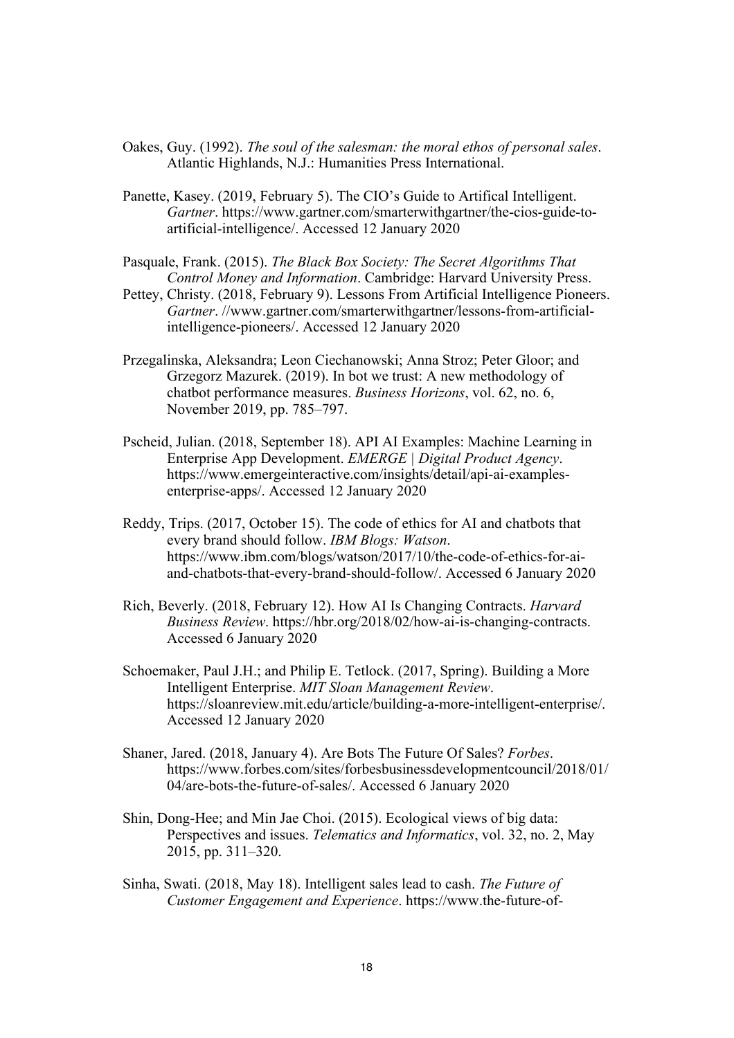Oakes, Guy. (1992). *The soul of the salesman: the moral ethos of personal sales*. Atlantic Highlands, N.J.: Humanities Press International.

Panette, Kasey. (2019, February 5). The CIO's Guide to Artifical Intelligent. *Gartner*. https://www.gartner.com/smarterwithgartner/the-cios-guide-to-artificial-intelligence/. Accessed 12 January 2020

Pasquale, Frank. (2015). *The Black Box Society: The Secret Algorithms That Control Money and Information*. Cambridge: Harvard University Press.

Pettey, Christy. (2018, February 9). Lessons From Artificial Intelligence Pioneers. *Gartner*. //www.gartner.com/smarterwithgartner/lessons-from-artificial-intelligence-pioneers/. Accessed 12 January 2020

Przegalinska, Aleksandra; Leon Ciechanowski; Anna Stroz; Peter Gloor; and Grzegorz Mazurek. (2019). In bot we trust: A new methodology of chatbot performance measures. *Business Horizons*, vol. 62, no. 6, November 2019, pp. 785–797.

Pscheid, Julian. (2018, September 18). API AI Examples: Machine Learning in Enterprise App Development. *EMERGE | Digital Product Agency*. https://www.emergeinteractive.com/insights/detail/api-ai-examples-enterprise-apps/. Accessed 12 January 2020

Reddy, Trips. (2017, October 15). The code of ethics for AI and chatbots that every brand should follow. *IBM Blogs: Watson*. https://www.ibm.com/blogs/watson/2017/10/the-code-of-ethics-for-ai-and-chatbots-that-every-brand-should-follow/. Accessed 6 January 2020

Rich, Beverly. (2018, February 12). How AI Is Changing Contracts. *Harvard Business Review*. https://hbr.org/2018/02/how-ai-is-changing-contracts. Accessed 6 January 2020

Schoemaker, Paul J.H.; and Philip E. Tetlock. (2017, Spring). Building a More Intelligent Enterprise. *MIT Sloan Management Review*. https://sloanreview.mit.edu/article/building-a-more-intelligent-enterprise/. Accessed 12 January 2020

Shaner, Jared. (2018, January 4). Are Bots The Future Of Sales? *Forbes*. https://www.forbes.com/sites/forbesbusinessdevelopmentcouncil/2018/01/04/are-bots-the-future-of-sales/. Accessed 6 January 2020

Shin, Dong-Hee; and Min Jae Choi. (2015). Ecological views of big data: Perspectives and issues. *Telematics and Informatics*, vol. 32, no. 2, May 2015, pp. 311–320.

Sinha, Swati. (2018, May 18). Intelligent sales lead to cash. *The Future of Customer Engagement and Experience*. https://www.the-future-of-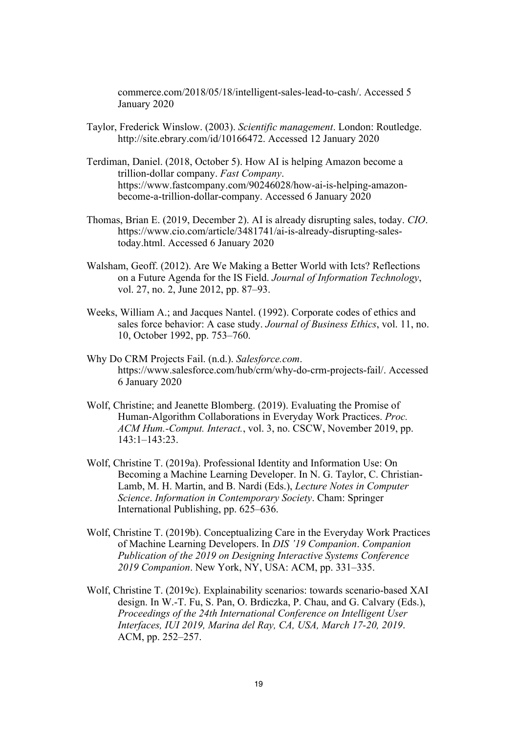commerce.com/2018/05/18/intelligent-sales-lead-to-cash/. Accessed 5 January 2020

Taylor, Frederick Winslow. (2003). *Scientific management*. London: Routledge. http://site.ebrary.com/id/10166472. Accessed 12 January 2020

Terdiman, Daniel. (2018, October 5). How AI is helping Amazon become a trillion-dollar company. *Fast Company*. https://www.fastcompany.com/90246028/how-ai-is-helping-amazon-become-a-trillion-dollar-company. Accessed 6 January 2020

Thomas, Brian E. (2019, December 2). AI is already disrupting sales, today. *CIO*. https://www.cio.com/article/3481741/ai-is-already-disrupting-sales-today.html. Accessed 6 January 2020

Walsham, Geoff. (2012). Are We Making a Better World with Icts? Reflections on a Future Agenda for the IS Field. *Journal of Information Technology*, vol. 27, no. 2, June 2012, pp. 87–93.

Weeks, William A.; and Jacques Nantel. (1992). Corporate codes of ethics and sales force behavior: A case study. *Journal of Business Ethics*, vol. 11, no. 10, October 1992, pp. 753–760.

Why Do CRM Projects Fail. (n.d.). *Salesforce.com*. https://www.salesforce.com/hub/crm/why-do-crm-projects-fail/. Accessed 6 January 2020

Wolf, Christine; and Jeanette Blomberg. (2019). Evaluating the Promise of Human-Algorithm Collaborations in Everyday Work Practices. *Proc. ACM Hum.-Comput. Interact.*, vol. 3, no. CSCW, November 2019, pp. 143:1–143:23.

Wolf, Christine T. (2019a). Professional Identity and Information Use: On Becoming a Machine Learning Developer. In N. G. Taylor, C. Christian-Lamb, M. H. Martin, and B. Nardi (Eds.), *Lecture Notes in Computer Science*. *Information in Contemporary Society*. Cham: Springer International Publishing, pp. 625–636.

Wolf, Christine T. (2019b). Conceptualizing Care in the Everyday Work Practices of Machine Learning Developers. In *DIS '19 Companion*. *Companion Publication of the 2019 on Designing Interactive Systems Conference 2019 Companion*. New York, NY, USA: ACM, pp. 331–335.

Wolf, Christine T. (2019c). Explainability scenarios: towards scenario-based XAI design. In W.-T. Fu, S. Pan, O. Brdiczka, P. Chau, and G. Calvary (Eds.), *Proceedings of the 24th International Conference on Intelligent User Interfaces, IUI 2019, Marina del Ray, CA, USA, March 17-20, 2019*. ACM, pp. 252–257.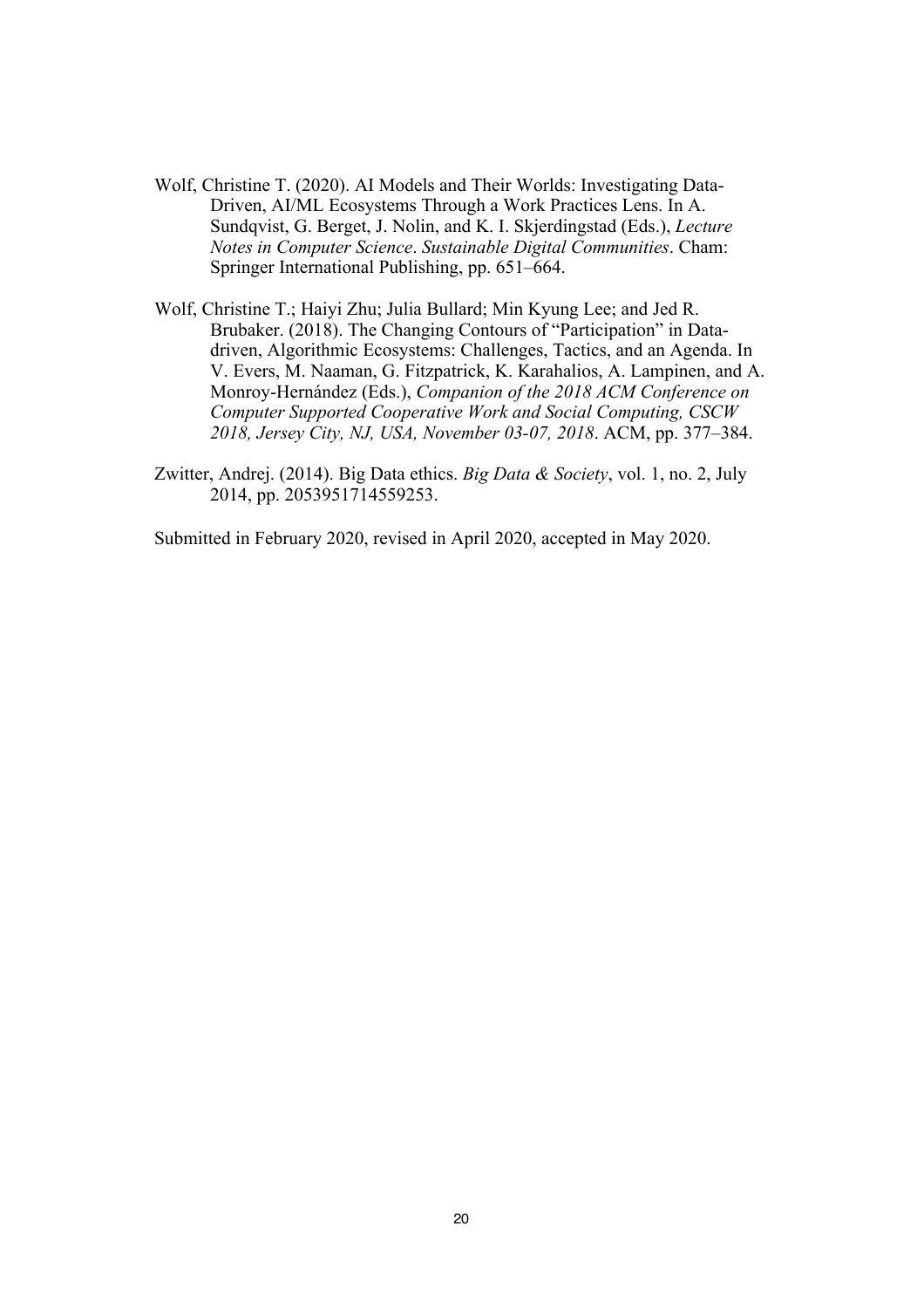Wolf, Christine T. (2020). AI Models and Their Worlds: Investigating Data-Driven, AI/ML Ecosystems Through a Work Practices Lens. In A. Sundqvist, G. Berget, J. Nolin, and K. I. Skjerdingstad (Eds.), *Lecture Notes in Computer Science*. *Sustainable Digital Communities*. Cham: Springer International Publishing, pp. 651–664.

Wolf, Christine T.; Haiyi Zhu; Julia Bullard; Min Kyung Lee; and Jed R. Brubaker. (2018). The Changing Contours of "Participation" in Data-driven, Algorithmic Ecosystems: Challenges, Tactics, and an Agenda. In V. Evers, M. Naaman, G. Fitzpatrick, K. Karahalios, A. Lampinen, and A. Monroy-Hernández (Eds.), *Companion of the 2018 ACM Conference on Computer Supported Cooperative Work and Social Computing, CSCW 2018, Jersey City, NJ, USA, November 03-07, 2018*. ACM, pp. 377–384.

Zwitter, Andrej. (2014). Big Data ethics. *Big Data & Society*, vol. 1, no. 2, July 2014, pp. 2053951714559253.

Submitted in February 2020, revised in April 2020, accepted in May 2020.